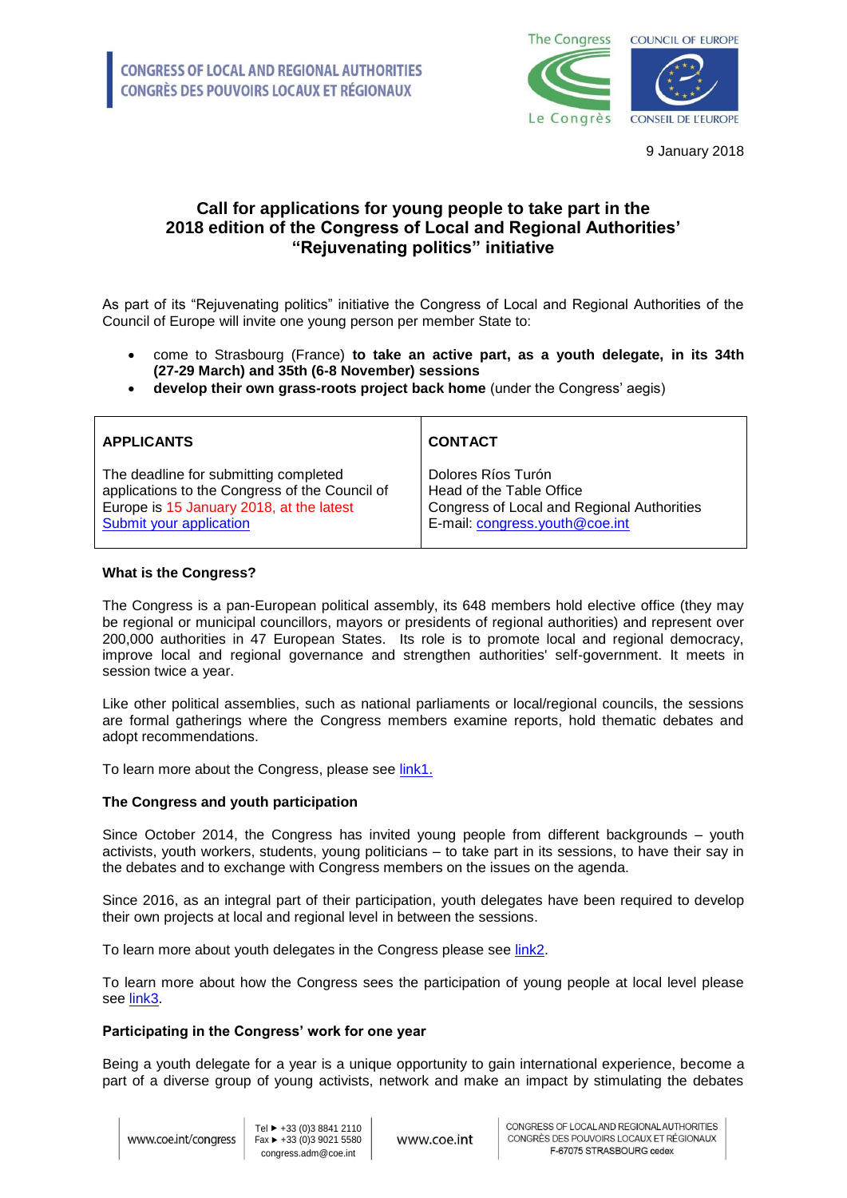CONGRESS OF LOCAL AND REGIONAL AUTHORITIES
CONGRÈS DES POUVOIRS LOCAUX ET RÉGIONAUX

9 January 2018

# Call for applications for young people to take part in the 2018 edition of the Congress of Local and Regional Authorities' "Rejuvenating politics" initiative

As part of its "Rejuvenating politics" initiative the Congress of Local and Regional Authorities of the Council of Europe will invite one young person per member State to:

- come to Strasbourg (France) **to take an active part, as a youth delegate, in its 34th (27-29 March) and 35th (6-8 November) sessions**
- **develop their own grass-roots project back home** (under the Congress' aegis)

| APPLICANTS | CONTACT |
|---|---|
| The deadline for submitting completed applications to the Congress of the Council of Europe is 15 January 2018, at the latest<br>Submit your application | Dolores Ríos Turón<br>Head of the Table Office<br>Congress of Local and Regional Authorities<br>E-mail: congress.youth@coe.int |

### What is the Congress?

The Congress is a pan-European political assembly, its 648 members hold elective office (they may be regional or municipal councillors, mayors or presidents of regional authorities) and represent over 200,000 authorities in 47 European States. Its role is to promote local and regional democracy, improve local and regional governance and strengthen authorities' self-government. It meets in session twice a year.

Like other political assemblies, such as national parliaments or local/regional councils, the sessions are formal gatherings where the Congress members examine reports, hold thematic debates and adopt recommendations.

To learn more about the Congress, please see link1.

### The Congress and youth participation

Since October 2014, the Congress has invited young people from different backgrounds – youth activists, youth workers, students, young politicians – to take part in its sessions, to have their say in the debates and to exchange with Congress members on the issues on the agenda.

Since 2016, as an integral part of their participation, youth delegates have been required to develop their own projects at local and regional level in between the sessions.

To learn more about youth delegates in the Congress please see link2.

To learn more about how the Congress sees the participation of young people at local level please see link3.

### Participating in the Congress' work for one year

Being a youth delegate for a year is a unique opportunity to gain international experience, become a part of a diverse group of young activists, network and make an impact by stimulating the debates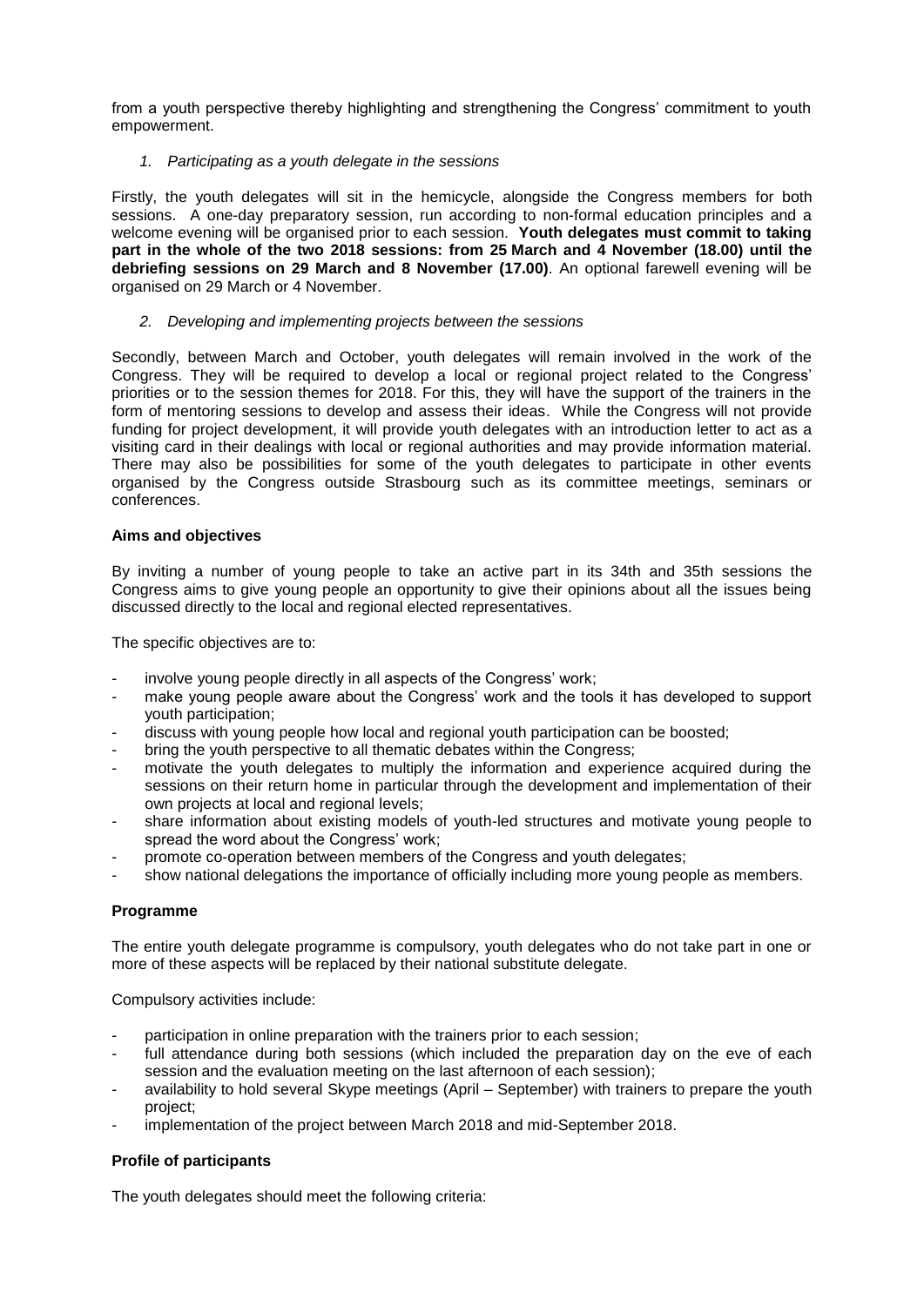from a youth perspective thereby highlighting and strengthening the Congress' commitment to youth empowerment.

*1. Participating as a youth delegate in the sessions*

Firstly, the youth delegates will sit in the hemicycle, alongside the Congress members for both sessions. A one-day preparatory session, run according to non-formal education principles and a welcome evening will be organised prior to each session. **Youth delegates must commit to taking part in the whole of the two 2018 sessions: from 25 March and 4 November (18.00) until the debriefing sessions on 29 March and 8 November (17.00)**. An optional farewell evening will be organised on 29 March or 4 November.

*2. Developing and implementing projects between the sessions*

Secondly, between March and October, youth delegates will remain involved in the work of the Congress. They will be required to develop a local or regional project related to the Congress' priorities or to the session themes for 2018. For this, they will have the support of the trainers in the form of mentoring sessions to develop and assess their ideas. While the Congress will not provide funding for project development, it will provide youth delegates with an introduction letter to act as a visiting card in their dealings with local or regional authorities and may provide information material. There may also be possibilities for some of the youth delegates to participate in other events organised by the Congress outside Strasbourg such as its committee meetings, seminars or conferences.

**Aims and objectives**

By inviting a number of young people to take an active part in its 34th and 35th sessions the Congress aims to give young people an opportunity to give their opinions about all the issues being discussed directly to the local and regional elected representatives.

The specific objectives are to:

- involve young people directly in all aspects of the Congress' work;
- make young people aware about the Congress' work and the tools it has developed to support youth participation;
- discuss with young people how local and regional youth participation can be boosted;
- bring the youth perspective to all thematic debates within the Congress;
- motivate the youth delegates to multiply the information and experience acquired during the sessions on their return home in particular through the development and implementation of their own projects at local and regional levels;
- share information about existing models of youth-led structures and motivate young people to spread the word about the Congress' work;
- promote co-operation between members of the Congress and youth delegates;
- show national delegations the importance of officially including more young people as members.

**Programme**

The entire youth delegate programme is compulsory, youth delegates who do not take part in one or more of these aspects will be replaced by their national substitute delegate.

Compulsory activities include:

- participation in online preparation with the trainers prior to each session;
- full attendance during both sessions (which included the preparation day on the eve of each session and the evaluation meeting on the last afternoon of each session);
- availability to hold several Skype meetings (April – September) with trainers to prepare the youth project;
- implementation of the project between March 2018 and mid-September 2018.

**Profile of participants**

The youth delegates should meet the following criteria: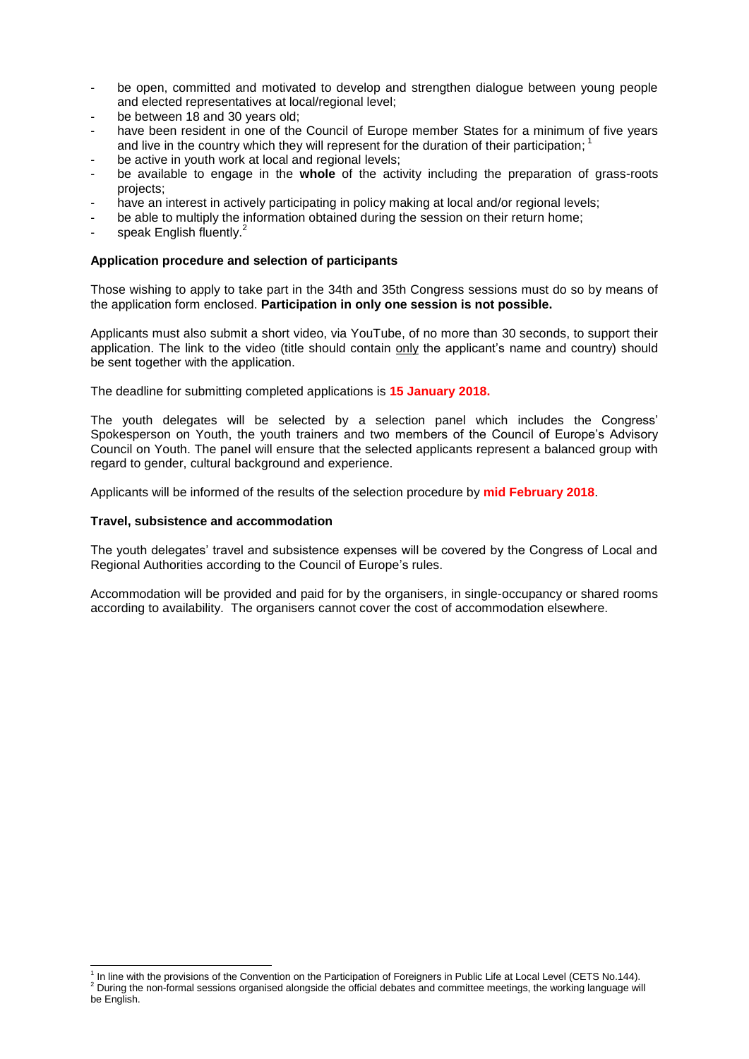- be open, committed and motivated to develop and strengthen dialogue between young people and elected representatives at local/regional level;
- be between 18 and 30 years old;
- have been resident in one of the Council of Europe member States for a minimum of five years and live in the country which they will represent for the duration of their participation; [1]
- be active in youth work at local and regional levels;
- be available to engage in the **whole** of the activity including the preparation of grass-roots projects;
- have an interest in actively participating in policy making at local and/or regional levels;
- be able to multiply the information obtained during the session on their return home;
- speak English fluently.[2]

**Application procedure and selection of participants**

Those wishing to apply to take part in the 34th and 35th Congress sessions must do so by means of the application form enclosed. **Participation in only one session is not possible.**

Applicants must also submit a short video, via YouTube, of no more than 30 seconds, to support their application. The link to the video (title should contain only the applicant's name and country) should be sent together with the application.

The deadline for submitting completed applications is **15 January 2018.**

The youth delegates will be selected by a selection panel which includes the Congress' Spokesperson on Youth, the youth trainers and two members of the Council of Europe's Advisory Council on Youth. The panel will ensure that the selected applicants represent a balanced group with regard to gender, cultural background and experience.

Applicants will be informed of the results of the selection procedure by **mid February 2018**.

**Travel, subsistence and accommodation**

The youth delegates' travel and subsistence expenses will be covered by the Congress of Local and Regional Authorities according to the Council of Europe's rules.

Accommodation will be provided and paid for by the organisers, in single-occupancy or shared rooms according to availability. The organisers cannot cover the cost of accommodation elsewhere.

---

[1] In line with the provisions of the Convention on the Participation of Foreigners in Public Life at Local Level (CETS No.144).

[2] During the non-formal sessions organised alongside the official debates and committee meetings, the working language will be English.